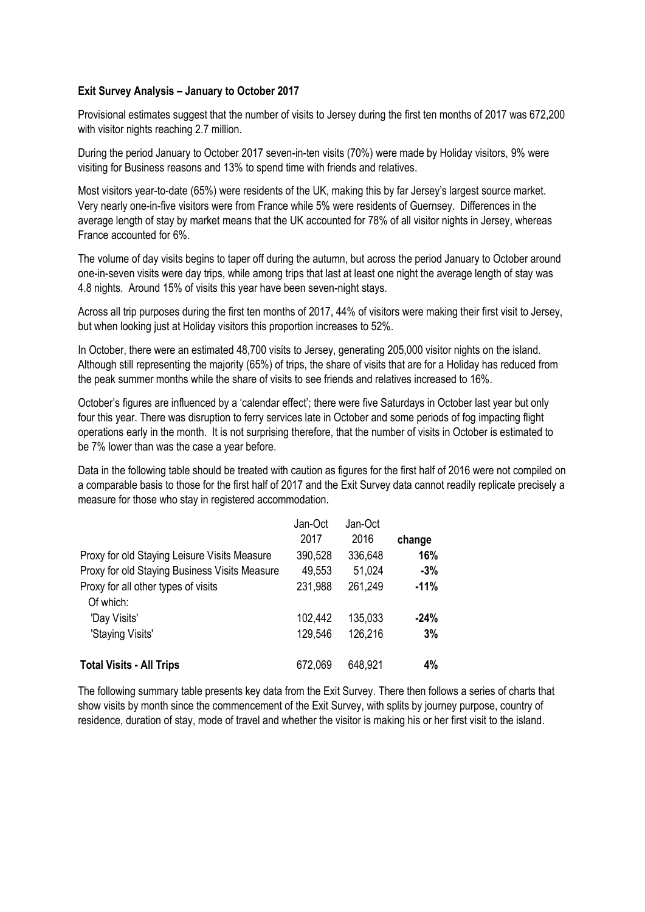**Exit Survey Analysis – January to October 2017**

Provisional estimates suggest that the number of visits to Jersey during the first ten months of 2017 was 672,200 with visitor nights reaching 2.7 million.

During the period January to October 2017 seven-in-ten visits (70%) were made by Holiday visitors, 9% were visiting for Business reasons and 13% to spend time with friends and relatives.

Most visitors year-to-date (65%) were residents of the UK, making this by far Jersey's largest source market. Very nearly one-in-five visitors were from France while 5% were residents of Guernsey. Differences in the average length of stay by market means that the UK accounted for 78% of all visitor nights in Jersey, whereas France accounted for 6%.

The volume of day visits begins to taper off during the autumn, but across the period January to October around one-in-seven visits were day trips, while among trips that last at least one night the average length of stay was 4.8 nights. Around 15% of visits this year have been seven-night stays.

Across all trip purposes during the first ten months of 2017, 44% of visitors were making their first visit to Jersey, but when looking just at Holiday visitors this proportion increases to 52%.

In October, there were an estimated 48,700 visits to Jersey, generating 205,000 visitor nights on the island. Although still representing the majority (65%) of trips, the share of visits that are for a Holiday has reduced from the peak summer months while the share of visits to see friends and relatives increased to 16%.

October's figures are influenced by a 'calendar effect'; there were five Saturdays in October last year but only four this year. There was disruption to ferry services late in October and some periods of fog impacting flight operations early in the month. It is not surprising therefore, that the number of visits in October is estimated to be 7% lower than was the case a year before.

Data in the following table should be treated with caution as figures for the first half of 2016 were not compiled on a comparable basis to those for the first half of 2017 and the Exit Survey data cannot readily replicate precisely a measure for those who stay in registered accommodation.

| | Jan-Oct 2017 | Jan-Oct 2016 | change |
|---|---|---|---|
| Proxy for old Staying Leisure Visits Measure | 390,528 | 336,648 | **16%** |
| Proxy for old Staying Business Visits Measure | 49,553 | 51,024 | **-3%** |
| Proxy for all other types of visits | 231,988 | 261,249 | **-11%** |
| Of which: | | | |
| 'Day Visits' | 102,442 | 135,033 | **-24%** |
| 'Staying Visits' | 129,546 | 126,216 | **3%** |
| **Total Visits - All Trips** | 672,069 | 648,921 | **4%** |

The following summary table presents key data from the Exit Survey. There then follows a series of charts that show visits by month since the commencement of the Exit Survey, with splits by journey purpose, country of residence, duration of stay, mode of travel and whether the visitor is making his or her first visit to the island.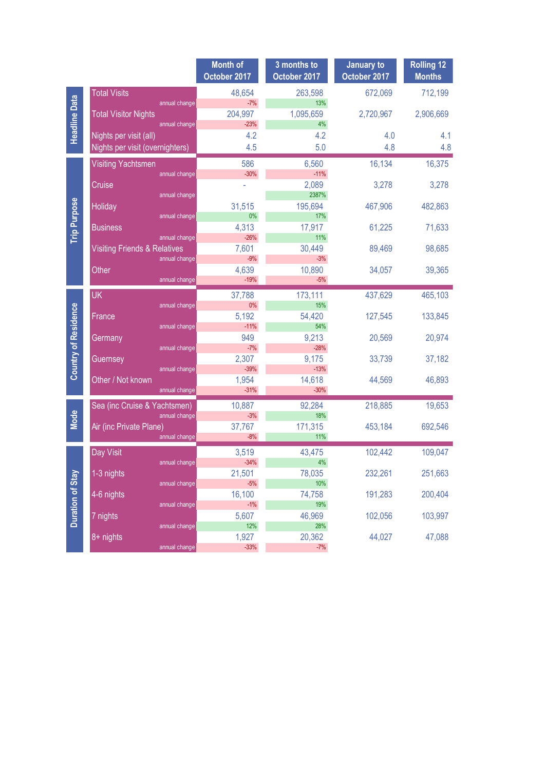| | | Month of October 2017 | 3 months to October 2017 | January to October 2017 | Rolling 12 Months |
|---|---|---|---|---|---|
| **Headline Data** | Total Visits | 48,654 | 263,598 | 672,069 | 712,199 |
| | annual change | -7% | 13% | | |
| | Total Visitor Nights | 204,997 | 1,095,659 | 2,720,967 | 2,906,669 |
| | annual change | -23% | 4% | | |
| | Nights per visit (all) | 4.2 | 4.2 | 4.0 | 4.1 |
| | Nights per visit (overnighters) | 4.5 | 5.0 | 4.8 | 4.8 |
| **Trip Purpose** | Visiting Yachtsmen | 586 | 6,560 | 16,134 | 16,375 |
| | annual change | -30% | -11% | | |
| | Cruise | - | 2,089 | 3,278 | 3,278 |
| | annual change | | 2387% | | |
| | Holiday | 31,515 | 195,694 | 467,906 | 482,863 |
| | annual change | 0% | 17% | | |
| | Business | 4,313 | 17,917 | 61,225 | 71,633 |
| | annual change | -26% | 11% | | |
| | Visiting Friends & Relatives | 7,601 | 30,449 | 89,469 | 98,685 |
| | annual change | -9% | -3% | | |
| | Other | 4,639 | 10,890 | 34,057 | 39,365 |
| | annual change | -19% | -5% | | |
| **Country of Residence** | UK | 37,788 | 173,111 | 437,629 | 465,103 |
| | annual change | 0% | 15% | | |
| | France | 5,192 | 54,420 | 127,545 | 133,845 |
| | annual change | -11% | 54% | | |
| | Germany | 949 | 9,213 | 20,569 | 20,974 |
| | annual change | -7% | -28% | | |
| | Guernsey | 2,307 | 9,175 | 33,739 | 37,182 |
| | annual change | -39% | -13% | | |
| | Other / Not known | 1,954 | 14,618 | 44,569 | 46,893 |
| | annual change | -31% | -30% | | |
| **Mode** | Sea (inc Cruise & Yachtsmen) | 10,887 | 92,284 | 218,885 | 19,653 |
| | annual change | -3% | 18% | | |
| | Air (inc Private Plane) | 37,767 | 171,315 | 453,184 | 692,546 |
| | annual change | -8% | 11% | | |
| **Duration of Stay** | Day Visit | 3,519 | 43,475 | 102,442 | 109,047 |
| | annual change | -34% | 4% | | |
| | 1-3 nights | 21,501 | 78,035 | 232,261 | 251,663 |
| | annual change | -5% | 10% | | |
| | 4-6 nights | 16,100 | 74,758 | 191,283 | 200,404 |
| | annual change | -1% | 19% | | |
| | 7 nights | 5,607 | 46,969 | 102,056 | 103,997 |
| | annual change | 12% | 28% | | |
| | 8+ nights | 1,927 | 20,362 | 44,027 | 47,088 |
| | annual change | -33% | -7% | | |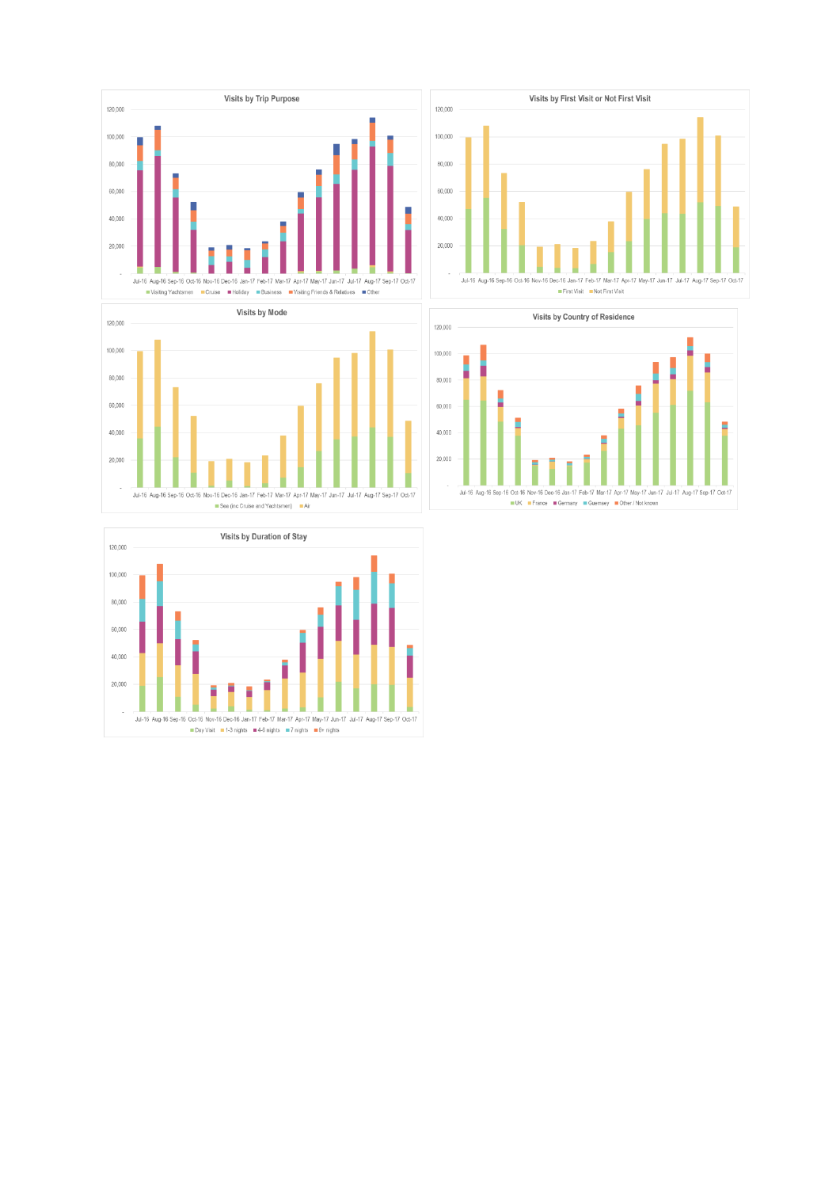Visits by Trip Purpose

120,000
100,000
80,000
60,000
40,000
20,000
-

Jul-16 Aug-16 Sep-16 Oct-16 Nov-16 Dec-16 Jan-17 Feb-17 Mar-17 Apr-17 May-17 Jun-17 Jul-17 Aug-17 Sep-17 Oct-17

Visiting Yachtsmen, Cruise, Holiday, Business, Visiting Friends & Relatives, Other

Visits by First Visit or Not First Visit

120,000
100,000
80,000
60,000
40,000
20,000
-

Jul-16 Aug-16 Sep-16 Oct-16 Nov-16 Dec-16 Jan-17 Feb-17 Mar-17 Apr-17 May-17 Jun-17 Jul-17 Aug-17 Sep-17 Oct-17

First Visit, Not First Visit

Visits by Mode

120,000
100,000
80,000
60,000
40,000
20,000
-

Jul-16 Aug-16 Sep-16 Oct-16 Nov-16 Dec-16 Jan-17 Feb-17 Mar-17 Apr-17 May-17 Jun-17 Jul-17 Aug-17 Sep-17 Oct-17

Sea (inc Cruise and Yachtsmen), Air

Visits by Country of Residence

120,000
100,000
80,000
60,000
40,000
20,000
-

Jul-16 Aug-16 Sep-16 Oct-16 Nov-16 Dec-16 Jan-17 Feb-17 Mar-17 Apr-17 May-17 Jun-17 Jul-17 Aug-17 Sep-17 Oct-17

UK, France, Germany, Guernsey, Other / Not known

Visits by Duration of Stay

120,000
100,000
80,000
60,000
40,000
20,000
-

Jul-16 Aug-16 Sep-16 Oct-16 Nov-16 Dec-16 Jan-17 Feb-17 Mar-17 Apr-17 May-17 Jun-17 Jul-17 Aug-17 Sep-17 Oct-17

Day Visit, 1-3 nights, 4-6 nights, 7 nights, 8+ nights